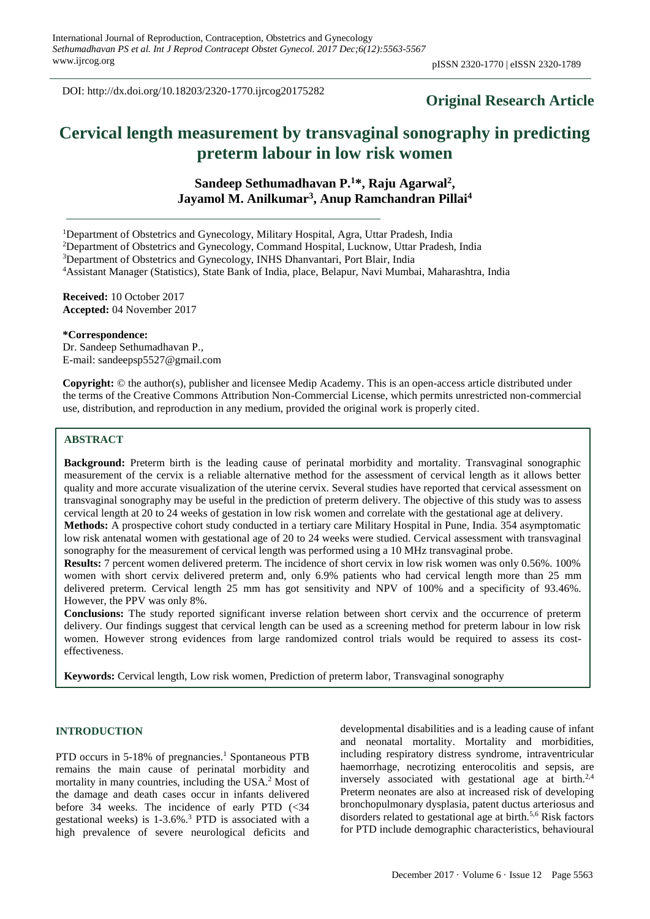DOI: http://dx.doi.org/10.18203/2320-1770.ijrcog20175282

**Original Research Article**

# Cervical length measurement by transvaginal sonography in predicting preterm labour in low risk women

**Sandeep Sethumadhavan P.[1]*, Raju Agarwal[2], Jayamol M. Anilkumar[3], Anup Ramchandran Pillai[4]**

[1]Department of Obstetrics and Gynecology, Military Hospital, Agra, Uttar Pradesh, India
[2]Department of Obstetrics and Gynecology, Command Hospital, Lucknow, Uttar Pradesh, India
[3]Department of Obstetrics and Gynecology, INHS Dhanvantari, Port Blair, India
[4]Assistant Manager (Statistics), State Bank of India, place, Belapur, Navi Mumbai, Maharashtra, India

**Received:** 10 October 2017
**Accepted:** 04 November 2017

**\*Correspondence:**
Dr. Sandeep Sethumadhavan P.,
E-mail: sandeepsp5527@gmail.com

**Copyright:** © the author(s), publisher and licensee Medip Academy. This is an open-access article distributed under the terms of the Creative Commons Attribution Non-Commercial License, which permits unrestricted non-commercial use, distribution, and reproduction in any medium, provided the original work is properly cited.

## ABSTRACT

**Background:** Preterm birth is the leading cause of perinatal morbidity and mortality. Transvaginal sonographic measurement of the cervix is a reliable alternative method for the assessment of cervical length as it allows better quality and more accurate visualization of the uterine cervix. Several studies have reported that cervical assessment on transvaginal sonography may be useful in the prediction of preterm delivery. The objective of this study was to assess cervical length at 20 to 24 weeks of gestation in low risk women and correlate with the gestational age at delivery.

**Methods:** A prospective cohort study conducted in a tertiary care Military Hospital in Pune, India. 354 asymptomatic low risk antenatal women with gestational age of 20 to 24 weeks were studied. Cervical assessment with transvaginal sonography for the measurement of cervical length was performed using a 10 MHz transvaginal probe.

**Results:** 7 percent women delivered preterm. The incidence of short cervix in low risk women was only 0.56%. 100% women with short cervix delivered preterm and, only 6.9% patients who had cervical length more than 25 mm delivered preterm. Cervical length 25 mm has got sensitivity and NPV of 100% and a specificity of 93.46%. However, the PPV was only 8%.

**Conclusions:** The study reported significant inverse relation between short cervix and the occurrence of preterm delivery. Our findings suggest that cervical length can be used as a screening method for preterm labour in low risk women. However strong evidences from large randomized control trials would be required to assess its cost-effectiveness.

**Keywords:** Cervical length, Low risk women, Prediction of preterm labor, Transvaginal sonography

## INTRODUCTION

PTD occurs in 5-18% of pregnancies.[1] Spontaneous PTB remains the main cause of perinatal morbidity and mortality in many countries, including the USA.[2] Most of the damage and death cases occur in infants delivered before 34 weeks. The incidence of early PTD (<34 gestational weeks) is 1-3.6%.[3] PTD is associated with a high prevalence of severe neurological deficits and developmental disabilities and is a leading cause of infant and neonatal mortality. Mortality and morbidities, including respiratory distress syndrome, intraventricular haemorrhage, necrotizing enterocolitis and sepsis, are inversely associated with gestational age at birth.[2,4] Preterm neonates are also at increased risk of developing bronchopulmonary dysplasia, patent ductus arteriosus and disorders related to gestational age at birth.[5,6] Risk factors for PTD include demographic characteristics, behavioural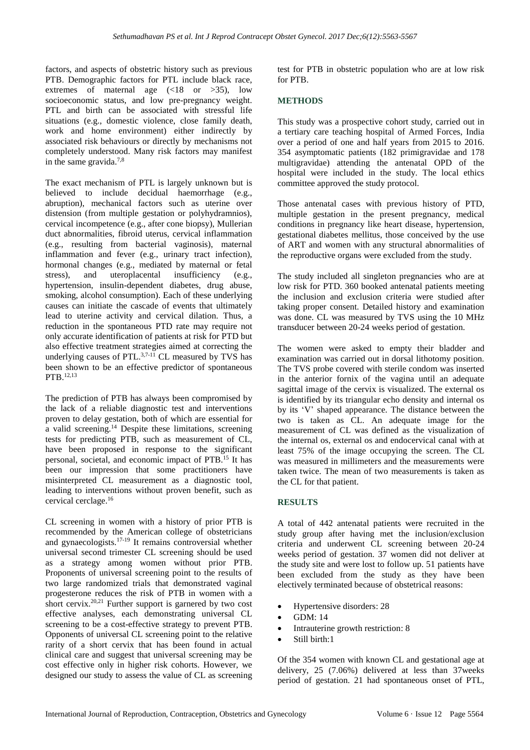factors, and aspects of obstetric history such as previous PTB. Demographic factors for PTL include black race, extremes of maternal age (<18 or >35), low socioeconomic status, and low pre-pregnancy weight. PTL and birth can be associated with stressful life situations (e.g., domestic violence, close family death, work and home environment) either indirectly by associated risk behaviours or directly by mechanisms not completely understood. Many risk factors may manifest in the same gravida.[7,8]

The exact mechanism of PTL is largely unknown but is believed to include decidual haemorrhage (e.g., abruption), mechanical factors such as uterine over distension (from multiple gestation or polyhydramnios), cervical incompetence (e.g., after cone biopsy), Mullerian duct abnormalities, fibroid uterus, cervical inflammation (e.g., resulting from bacterial vaginosis), maternal inflammation and fever (e.g., urinary tract infection), hormonal changes (e.g., mediated by maternal or fetal stress), and uteroplacental insufficiency (e.g., hypertension, insulin-dependent diabetes, drug abuse, smoking, alcohol consumption). Each of these underlying causes can initiate the cascade of events that ultimately lead to uterine activity and cervical dilation. Thus, a reduction in the spontaneous PTD rate may require not only accurate identification of patients at risk for PTD but also effective treatment strategies aimed at correcting the underlying causes of PTL.[3,7-11] CL measured by TVS has been shown to be an effective predictor of spontaneous PTB.[12,13]

The prediction of PTB has always been compromised by the lack of a reliable diagnostic test and interventions proven to delay gestation, both of which are essential for a valid screening.[14] Despite these limitations, screening tests for predicting PTB, such as measurement of CL, have been proposed in response to the significant personal, societal, and economic impact of PTB.[15] It has been our impression that some practitioners have misinterpreted CL measurement as a diagnostic tool, leading to interventions without proven benefit, such as cervical cerclage.[16]

CL screening in women with a history of prior PTB is recommended by the American college of obstetricians and gynaecologists.[17-19] It remains controversial whether universal second trimester CL screening should be used as a strategy among women without prior PTB. Proponents of universal screening point to the results of two large randomized trials that demonstrated vaginal progesterone reduces the risk of PTB in women with a short cervix.[20,21] Further support is garnered by two cost effective analyses, each demonstrating universal CL screening to be a cost-effective strategy to prevent PTB. Opponents of universal CL screening point to the relative rarity of a short cervix that has been found in actual clinical care and suggest that universal screening may be cost effective only in higher risk cohorts. However, we designed our study to assess the value of CL as screening test for PTB in obstetric population who are at low risk for PTB.

## METHODS

This study was a prospective cohort study, carried out in a tertiary care teaching hospital of Armed Forces, India over a period of one and half years from 2015 to 2016. 354 asymptomatic patients (182 primigravidae and 178 multigravidae) attending the antenatal OPD of the hospital were included in the study. The local ethics committee approved the study protocol.

Those antenatal cases with previous history of PTD, multiple gestation in the present pregnancy, medical conditions in pregnancy like heart disease, hypertension, gestational diabetes mellitus, those conceived by the use of ART and women with any structural abnormalities of the reproductive organs were excluded from the study.

The study included all singleton pregnancies who are at low risk for PTD. 360 booked antenatal patients meeting the inclusion and exclusion criteria were studied after taking proper consent. Detailed history and examination was done. CL was measured by TVS using the 10 MHz transducer between 20-24 weeks period of gestation.

The women were asked to empty their bladder and examination was carried out in dorsal lithotomy position. The TVS probe covered with sterile condom was inserted in the anterior fornix of the vagina until an adequate sagittal image of the cervix is visualized. The external os is identified by its triangular echo density and internal os by its 'V' shaped appearance. The distance between the two is taken as CL. An adequate image for the measurement of CL was defined as the visualization of the internal os, external os and endocervical canal with at least 75% of the image occupying the screen. The CL was measured in millimeters and the measurements were taken twice. The mean of two measurements is taken as the CL for that patient.

## RESULTS

A total of 442 antenatal patients were recruited in the study group after having met the inclusion/exclusion criteria and underwent CL screening between 20-24 weeks period of gestation. 37 women did not deliver at the study site and were lost to follow up. 51 patients have been excluded from the study as they have been electively terminated because of obstetrical reasons:

- Hypertensive disorders: 28
- GDM: 14
- Intrauterine growth restriction: 8
- Still birth:1

Of the 354 women with known CL and gestational age at delivery, 25 (7.06%) delivered at less than 37weeks period of gestation. 21 had spontaneous onset of PTL,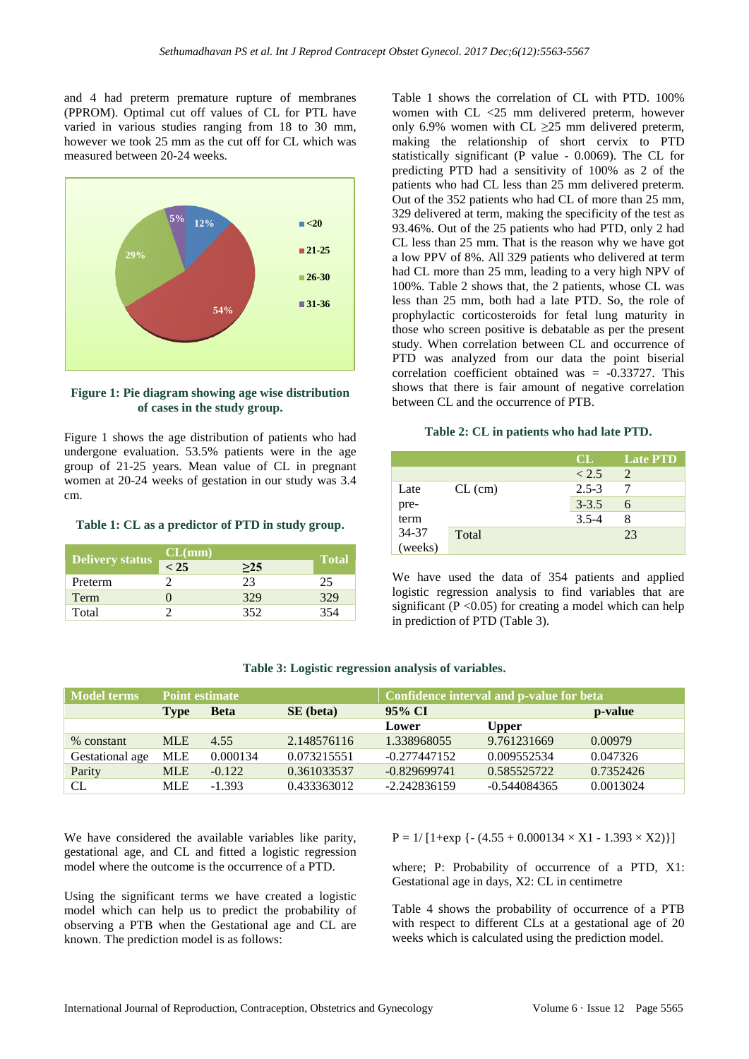and 4 had preterm premature rupture of membranes (PPROM). Optimal cut off values of CL for PTL have varied in various studies ranging from 18 to 30 mm, however we took 25 mm as the cut off for CL which was measured between 20-24 weeks.

5%
12%
29%
54%
<20
21-25
26-30
31-36

**Figure 1: Pie diagram showing age wise distribution of cases in the study group.**

Figure 1 shows the age distribution of patients who had undergone evaluation. 53.5% patients were in the age group of 21-25 years. Mean value of CL in pregnant women at 20-24 weeks of gestation in our study was 3.4 cm.

**Table 1: CL as a predictor of PTD in study group.**

| Delivery status | CL(mm) | | Total |
|---|---|---|---|
| | < 25 | ≥25 | |
| Preterm | 2 | 23 | 25 |
| Term | 0 | 329 | 329 |
| Total | 2 | 352 | 354 |

Table 1 shows the correlation of CL with PTD. 100% women with CL <25 mm delivered preterm, however only 6.9% women with CL ≥25 mm delivered preterm, making the relationship of short cervix to PTD statistically significant (P value - 0.0069). The CL for predicting PTD had a sensitivity of 100% as 2 of the patients who had CL less than 25 mm delivered preterm. Out of the 352 patients who had CL of more than 25 mm, 329 delivered at term, making the specificity of the test as 93.46%. Out of the 25 patients who had PTD, only 2 had CL less than 25 mm. That is the reason why we have got a low PPV of 8%. All 329 patients who delivered at term had CL more than 25 mm, leading to a very high NPV of 100%. Table 2 shows that, the 2 patients, whose CL was less than 25 mm, both had a late PTD. So, the role of prophylactic corticosteroids for fetal lung maturity in those who screen positive is debatable as per the present study. When correlation between CL and occurrence of PTD was analyzed from our data the point biserial correlation coefficient obtained was = -0.33727. This shows that there is fair amount of negative correlation between CL and the occurrence of PTB.

**Table 2: CL in patients who had late PTD.**

| | | CL | Late PTD |
|---|---|---|---|
| Late pre-term 34-37 (weeks) | CL (cm) | < 2.5 | 2 |
| | | 2.5-3 | 7 |
| | | 3-3.5 | 6 |
| | | 3.5-4 | 8 |
| | Total | | 23 |

We have used the data of 354 patients and applied logistic regression analysis to find variables that are significant (P <0.05) for creating a model which can help in prediction of PTD (Table 3).

**Table 3: Logistic regression analysis of variables.**

| Model terms | Point estimate | | | Confidence interval and p-value for beta | | |
|---|---|---|---|---|---|---|
| | Type | Beta | SE (beta) | 95% CI | | p-value |
| | | | | Lower | Upper | |
| % constant | MLE | 4.55 | 2.148576116 | 1.338968055 | 9.761231669 | 0.00979 |
| Gestational age | MLE | 0.000134 | 0.073215551 | -0.277447152 | 0.009552534 | 0.047326 |
| Parity | MLE | -0.122 | 0.361033537 | -0.829699741 | 0.585525722 | 0.7352426 |
| CL | MLE | -1.393 | 0.433363012 | -2.242836159 | -0.544084365 | 0.0013024 |

We have considered the available variables like parity, gestational age, and CL and fitted a logistic regression model where the outcome is the occurrence of a PTD.

Using the significant terms we have created a logistic model which can help us to predict the probability of observing a PTB when the Gestational age and CL are known. The prediction model is as follows:

$$P = 1/ [1+\exp \{- (4.55 + 0.000134 \times X1 - 1.393 \times X2)\}]$$

where; P: Probability of occurrence of a PTD, X1: Gestational age in days, X2: CL in centimetre

Table 4 shows the probability of occurrence of a PTB with respect to different CLs at a gestational age of 20 weeks which is calculated using the prediction model.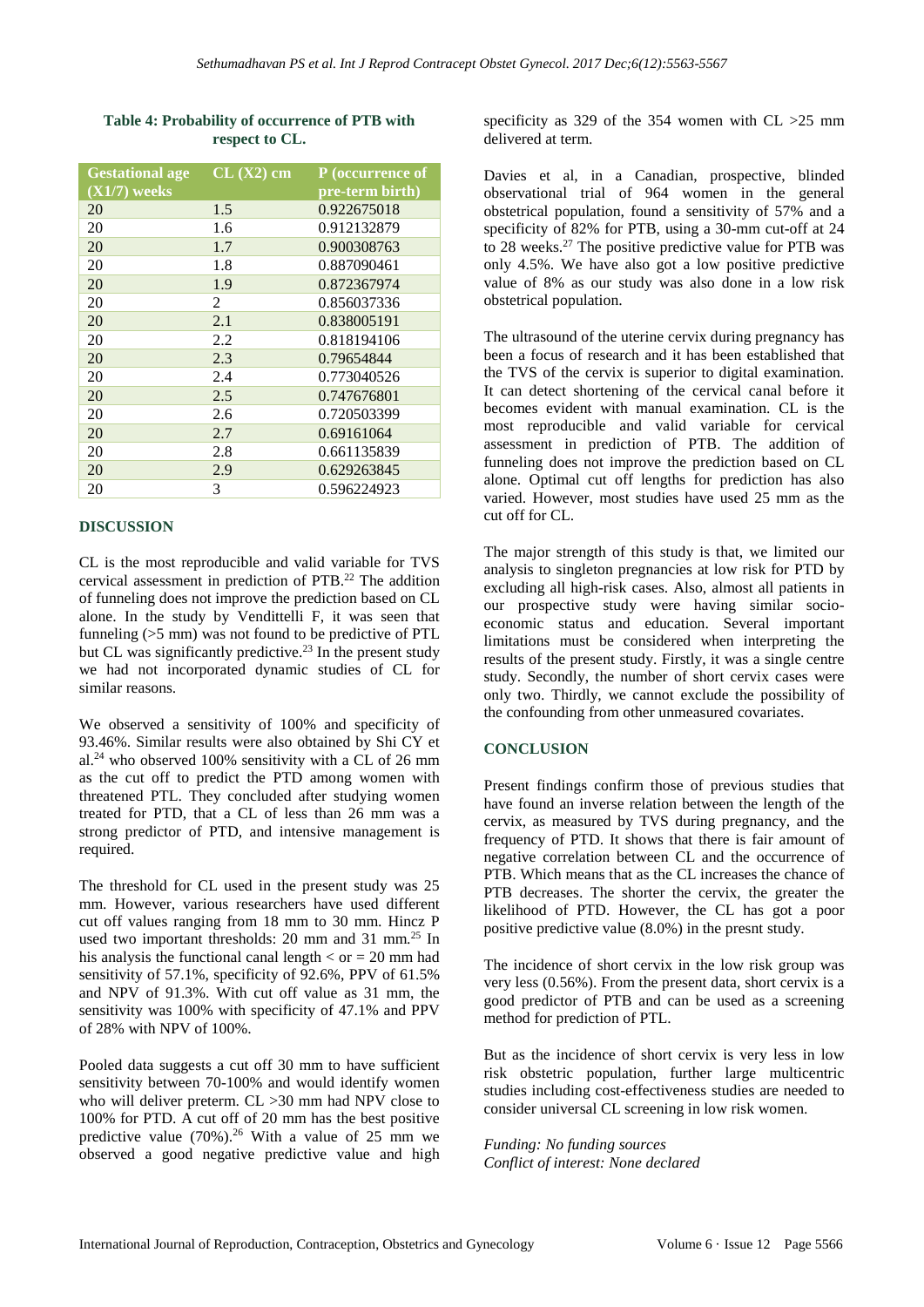**Table 4: Probability of occurrence of PTB with respect to CL.**

| Gestational age (X1/7) weeks | CL (X2) cm | P (occurrence of pre-term birth) |
|---|---|---|
| 20 | 1.5 | 0.922675018 |
| 20 | 1.6 | 0.912132879 |
| 20 | 1.7 | 0.900308763 |
| 20 | 1.8 | 0.887090461 |
| 20 | 1.9 | 0.872367974 |
| 20 | 2 | 0.856037336 |
| 20 | 2.1 | 0.838005191 |
| 20 | 2.2 | 0.818194106 |
| 20 | 2.3 | 0.79654844 |
| 20 | 2.4 | 0.773040526 |
| 20 | 2.5 | 0.747676801 |
| 20 | 2.6 | 0.720503399 |
| 20 | 2.7 | 0.69161064 |
| 20 | 2.8 | 0.661135839 |
| 20 | 2.9 | 0.629263845 |
| 20 | 3 | 0.596224923 |

## DISCUSSION

CL is the most reproducible and valid variable for TVS cervical assessment in prediction of PTB.[22] The addition of funneling does not improve the prediction based on CL alone. In the study by Vendittelli F, it was seen that funneling (>5 mm) was not found to be predictive of PTL but CL was significantly predictive.[23] In the present study we had not incorporated dynamic studies of CL for similar reasons.

We observed a sensitivity of 100% and specificity of 93.46%. Similar results were also obtained by Shi CY et al.[24] who observed 100% sensitivity with a CL of 26 mm as the cut off to predict the PTD among women with threatened PTL. They concluded after studying women treated for PTD, that a CL of less than 26 mm was a strong predictor of PTD, and intensive management is required.

The threshold for CL used in the present study was 25 mm. However, various researchers have used different cut off values ranging from 18 mm to 30 mm. Hincz P used two important thresholds: 20 mm and 31 mm.[25] In his analysis the functional canal length < or = 20 mm had sensitivity of 57.1%, specificity of 92.6%, PPV of 61.5% and NPV of 91.3%. With cut off value as 31 mm, the sensitivity was 100% with specificity of 47.1% and PPV of 28% with NPV of 100%.

Pooled data suggests a cut off 30 mm to have sufficient sensitivity between 70-100% and would identify women who will deliver preterm. CL >30 mm had NPV close to 100% for PTD. A cut off of 20 mm has the best positive predictive value (70%).[26] With a value of 25 mm we observed a good negative predictive value and high specificity as 329 of the 354 women with CL >25 mm delivered at term.

Davies et al, in a Canadian, prospective, blinded observational trial of 964 women in the general obstetrical population, found a sensitivity of 57% and a specificity of 82% for PTB, using a 30-mm cut-off at 24 to 28 weeks.[27] The positive predictive value for PTB was only 4.5%. We have also got a low positive predictive value of 8% as our study was also done in a low risk obstetrical population.

The ultrasound of the uterine cervix during pregnancy has been a focus of research and it has been established that the TVS of the cervix is superior to digital examination. It can detect shortening of the cervical canal before it becomes evident with manual examination. CL is the most reproducible and valid variable for cervical assessment in prediction of PTB. The addition of funneling does not improve the prediction based on CL alone. Optimal cut off lengths for prediction has also varied. However, most studies have used 25 mm as the cut off for CL.

The major strength of this study is that, we limited our analysis to singleton pregnancies at low risk for PTD by excluding all high-risk cases. Also, almost all patients in our prospective study were having similar socio-economic status and education. Several important limitations must be considered when interpreting the results of the present study. Firstly, it was a single centre study. Secondly, the number of short cervix cases were only two. Thirdly, we cannot exclude the possibility of the confounding from other unmeasured covariates.

## CONCLUSION

Present findings confirm those of previous studies that have found an inverse relation between the length of the cervix, as measured by TVS during pregnancy, and the frequency of PTD. It shows that there is fair amount of negative correlation between CL and the occurrence of PTB. Which means that as the CL increases the chance of PTB decreases. The shorter the cervix, the greater the likelihood of PTD. However, the CL has got a poor positive predictive value (8.0%) in the presnt study.

The incidence of short cervix in the low risk group was very less (0.56%). From the present data, short cervix is a good predictor of PTB and can be used as a screening method for prediction of PTL.

But as the incidence of short cervix is very less in low risk obstetric population, further large multicentric studies including cost-effectiveness studies are needed to consider universal CL screening in low risk women.

*Funding: No funding sources*
*Conflict of interest: None declared*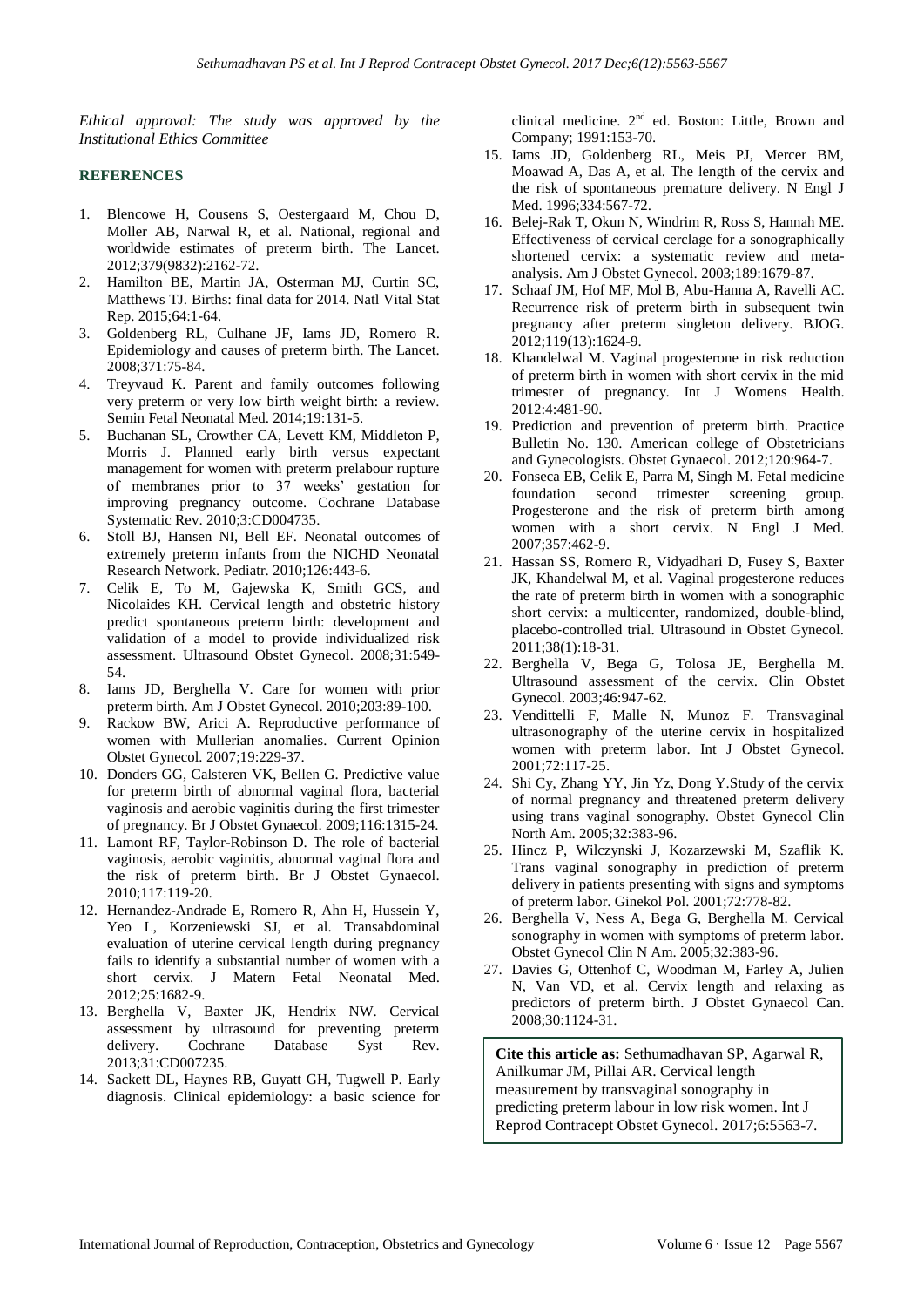*Ethical approval: The study was approved by the Institutional Ethics Committee*

## REFERENCES

1. Blencowe H, Cousens S, Oestergaard M, Chou D, Moller AB, Narwal R, et al. National, regional and worldwide estimates of preterm birth. The Lancet. 2012;379(9832):2162-72.
2. Hamilton BE, Martin JA, Osterman MJ, Curtin SC, Matthews TJ. Births: final data for 2014. Natl Vital Stat Rep. 2015;64:1-64.
3. Goldenberg RL, Culhane JF, Iams JD, Romero R. Epidemiology and causes of preterm birth. The Lancet. 2008;371:75-84.
4. Treyvaud K. Parent and family outcomes following very preterm or very low birth weight birth: a review. Semin Fetal Neonatal Med. 2014;19:131-5.
5. Buchanan SL, Crowther CA, Levett KM, Middleton P, Morris J. Planned early birth versus expectant management for women with preterm prelabour rupture of membranes prior to 37 weeks' gestation for improving pregnancy outcome. Cochrane Database Systematic Rev. 2010;3:CD004735.
6. Stoll BJ, Hansen NI, Bell EF. Neonatal outcomes of extremely preterm infants from the NICHD Neonatal Research Network. Pediatr. 2010;126:443-6.
7. Celik E, To M, Gajewska K, Smith GCS, and Nicolaides KH. Cervical length and obstetric history predict spontaneous preterm birth: development and validation of a model to provide individualized risk assessment. Ultrasound Obstet Gynecol. 2008;31:549-54.
8. Iams JD, Berghella V. Care for women with prior preterm birth. Am J Obstet Gynecol. 2010;203:89-100.
9. Rackow BW, Arici A. Reproductive performance of women with Mullerian anomalies. Current Opinion Obstet Gynecol. 2007;19:229-37.
10. Donders GG, Calsteren VK, Bellen G. Predictive value for preterm birth of abnormal vaginal flora, bacterial vaginosis and aerobic vaginitis during the first trimester of pregnancy. Br J Obstet Gynaecol. 2009;116:1315-24.
11. Lamont RF, Taylor-Robinson D. The role of bacterial vaginosis, aerobic vaginitis, abnormal vaginal flora and the risk of preterm birth. Br J Obstet Gynaecol. 2010;117:119-20.
12. Hernandez-Andrade E, Romero R, Ahn H, Hussein Y, Yeo L, Korzeniewski SJ, et al. Transabdominal evaluation of uterine cervical length during pregnancy fails to identify a substantial number of women with a short cervix. J Matern Fetal Neonatal Med. 2012;25:1682-9.
13. Berghella V, Baxter JK, Hendrix NW. Cervical assessment by ultrasound for preventing preterm delivery. Cochrane Database Syst Rev. 2013;31:CD007235.
14. Sackett DL, Haynes RB, Guyatt GH, Tugwell P. Early diagnosis. Clinical epidemiology: a basic science for clinical medicine. 2nd ed. Boston: Little, Brown and Company; 1991:153-70.
15. Iams JD, Goldenberg RL, Meis PJ, Mercer BM, Moawad A, Das A, et al. The length of the cervix and the risk of spontaneous premature delivery. N Engl J Med. 1996;334:567-72.
16. Belej-Rak T, Okun N, Windrim R, Ross S, Hannah ME. Effectiveness of cervical cerclage for a sonographically shortened cervix: a systematic review and meta-analysis. Am J Obstet Gynecol. 2003;189:1679-87.
17. Schaaf JM, Hof MF, Mol B, Abu-Hanna A, Ravelli AC. Recurrence risk of preterm birth in subsequent twin pregnancy after preterm singleton delivery. BJOG. 2012;119(13):1624-9.
18. Khandelwal M. Vaginal progesterone in risk reduction of preterm birth in women with short cervix in the mid trimester of pregnancy. Int J Womens Health. 2012:4:481-90.
19. Prediction and prevention of preterm birth. Practice Bulletin No. 130. American college of Obstetricians and Gynecologists. Obstet Gynaecol. 2012;120:964-7.
20. Fonseca EB, Celik E, Parra M, Singh M. Fetal medicine foundation second trimester screening group. Progesterone and the risk of preterm birth among women with a short cervix. N Engl J Med. 2007;357:462-9.
21. Hassan SS, Romero R, Vidyadhari D, Fusey S, Baxter JK, Khandelwal M, et al. Vaginal progesterone reduces the rate of preterm birth in women with a sonographic short cervix: a multicenter, randomized, double-blind, placebo-controlled trial. Ultrasound in Obstet Gynecol. 2011;38(1):18-31.
22. Berghella V, Bega G, Tolosa JE, Berghella M. Ultrasound assessment of the cervix. Clin Obstet Gynecol. 2003;46:947-62.
23. Vendittelli F, Malle N, Munoz F. Transvaginal ultrasonography of the uterine cervix in hospitalized women with preterm labor. Int J Obstet Gynecol. 2001;72:117-25.
24. Shi Cy, Zhang YY, Jin Yz, Dong Y.Study of the cervix of normal pregnancy and threatened preterm delivery using trans vaginal sonography. Obstet Gynecol Clin North Am. 2005;32:383-96.
25. Hincz P, Wilczynski J, Kozarzewski M, Szaflik K. Trans vaginal sonography in prediction of preterm delivery in patients presenting with signs and symptoms of preterm labor. Ginekol Pol. 2001;72:778-82.
26. Berghella V, Ness A, Bega G, Berghella M. Cervical sonography in women with symptoms of preterm labor. Obstet Gynecol Clin N Am. 2005;32:383-96.
27. Davies G, Ottenhof C, Woodman M, Farley A, Julien N, Van VD, et al. Cervix length and relaxing as predictors of preterm birth. J Obstet Gynaecol Can. 2008;30:1124-31.

**Cite this article as:** Sethumadhavan SP, Agarwal R, Anilkumar JM, Pillai AR. Cervical length measurement by transvaginal sonography in predicting preterm labour in low risk women. Int J Reprod Contracept Obstet Gynecol. 2017;6:5563-7.